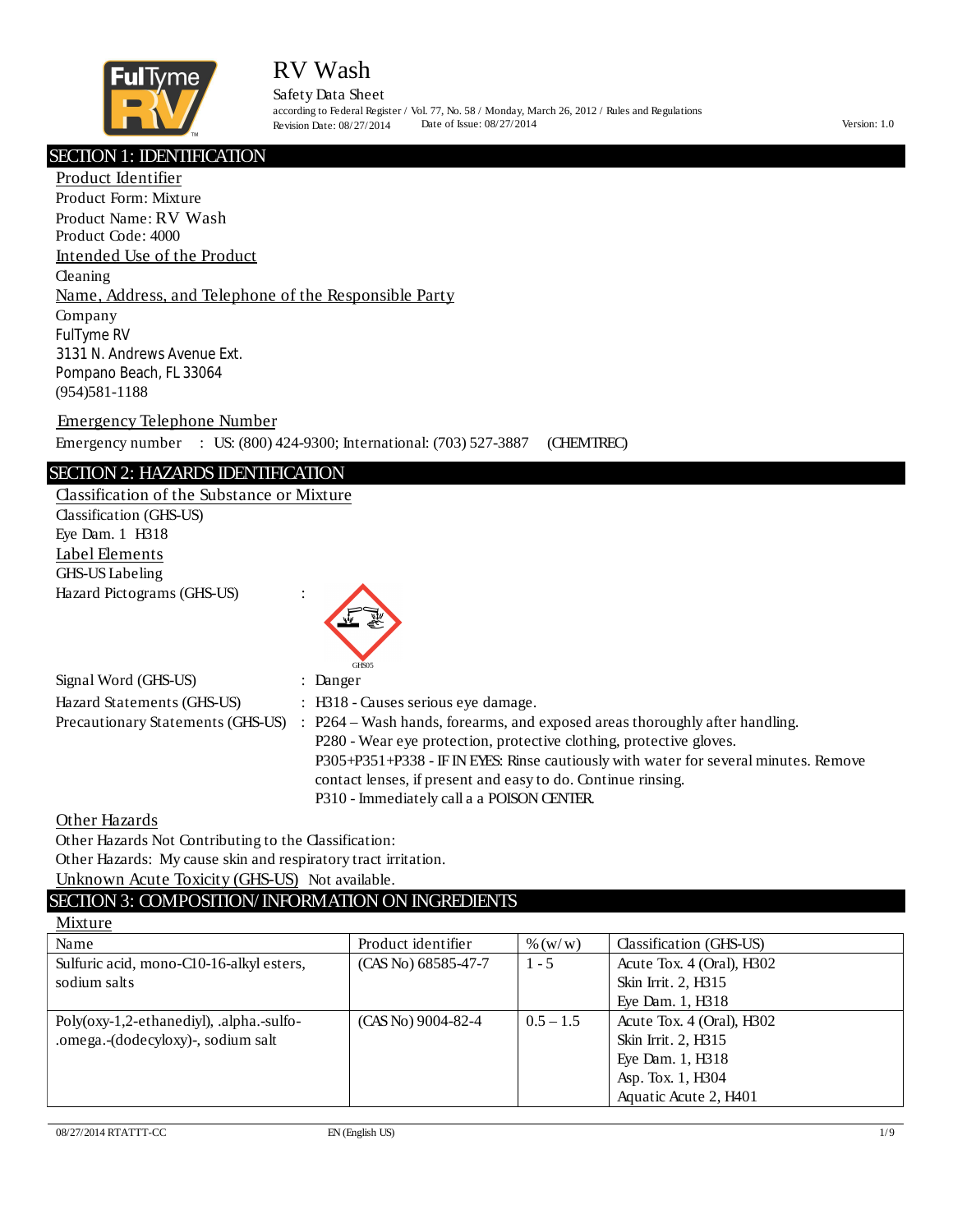# RV Wash

Safety Data Sheet

according to Federal Register / Vol. 77, No. 58 / Monday, March 26, 2012 / Rules and Regulations

Revision Date: 08/27/2014 Date of Issue: 08/27/2014 Version: 1.0

## SECTION 1: IDENTIFICATION

### Product Identifier

Product Form: Mixture

Product Name: RV Wash

Product Code: 4000

### Intended Use of the Product

Cleaning

### Name, Address, and Telephone of the Responsible Party

Company

FulTyme RV

3131 N. Andrews Avenue Ext.

Pompano Beach, FL 33064

(954)581-1188

### Emergency Telephone Number

Emergency number : US: (800) 424-9300; International: (703) 527-3887 (CHEMTREC)

## SECTION 2: HAZARDS IDENTIFICATION

### Classification of the Substance or Mixture

Classification (GHS-US)

Eye Dam. 1 H318

### Label Elements

GHS-US Labeling

Hazard Pictograms (GHS-US) :

GHS05

Signal Word (GHS-US) : Danger

Hazard Statements (GHS-US) : H318 - Causes serious eye damage.

Precautionary Statements (GHS-US) : P264 – Wash hands, forearms, and exposed areas thoroughly after handling.
P280 - Wear eye protection, protective clothing, protective gloves.
P305+P351+P338 - IF IN EYES: Rinse cautiously with water for several minutes. Remove contact lenses, if present and easy to do. Continue rinsing.
P310 - Immediately call a a POISON CENTER.

### Other Hazards

Other Hazards Not Contributing to the Classification:

Other Hazards: My cause skin and respiratory tract irritation.

Unknown Acute Toxicity (GHS-US) Not available.

## SECTION 3: COMPOSITION/ INFORMATION ON INGREDIENTS

### Mixture

| Name | Product identifier | % (w/w) | Classification (GHS-US) |
|---|---|---|---|
| Sulfuric acid, mono-C10-16-alkyl esters, sodium salts | (CAS No) 68585-47-7 | 1 - 5 | Acute Tox. 4 (Oral), H302<br>Skin Irrit. 2, H315<br>Eye Dam. 1, H318 |
| Poly(oxy-1,2-ethanediyl), .alpha.-sulfo-.omega.-(dodecyloxy)-, sodium salt | (CAS No) 9004-82-4 | 0.5 – 1.5 | Acute Tox. 4 (Oral), H302<br>Skin Irrit. 2, H315<br>Eye Dam. 1, H318<br>Asp. Tox. 1, H304<br>Aquatic Acute 2, H401 |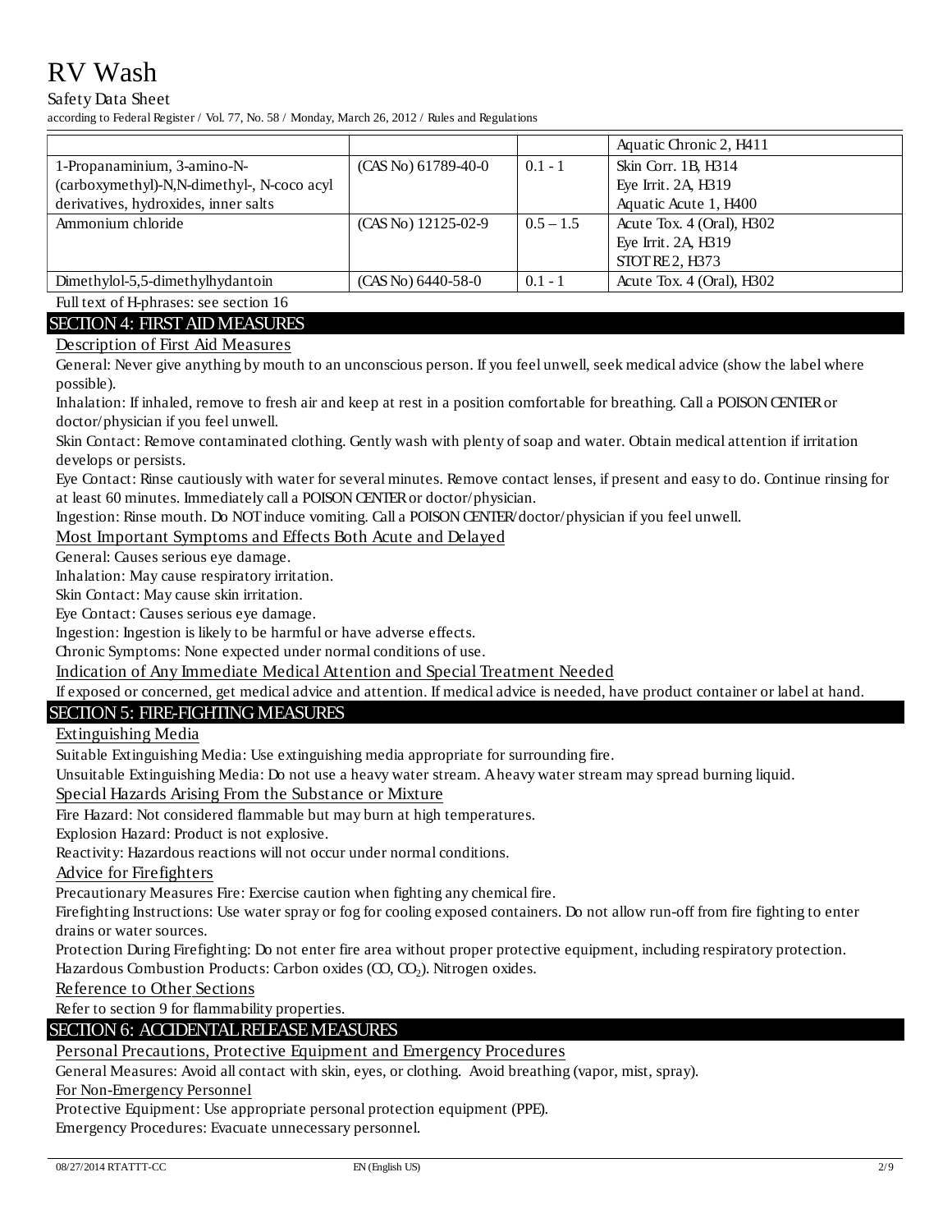| | | | Aquatic Chronic 2, H411 |
|---|---|---|---|
| 1-Propanaminium, 3-amino-N-(carboxymethyl)-N,N-dimethyl-, N-coco acyl derivatives, hydroxides, inner salts | (CAS No) 61789-40-0 | 0.1 - 1 | Skin Corr. 1B, H314<br>Eye Irrit. 2A, H319<br>Aquatic Acute 1, H400 |
| Ammonium chloride | (CAS No) 12125-02-9 | 0.5 – 1.5 | Acute Tox. 4 (Oral), H302<br>Eye Irrit. 2A, H319<br>STOT RE 2, H373 |
| Dimethylol-5,5-dimethylhydantoin | (CAS No) 6440-58-0 | 0.1 - 1 | Acute Tox. 4 (Oral), H302 |

Full text of H-phrases: see section 16

## SECTION 4: FIRST AID MEASURES

### Description of First Aid Measures

General: Never give anything by mouth to an unconscious person. If you feel unwell, seek medical advice (show the label where possible).

Inhalation: If inhaled, remove to fresh air and keep at rest in a position comfortable for breathing. Call a POISON CENTER or doctor/physician if you feel unwell.

Skin Contact: Remove contaminated clothing. Gently wash with plenty of soap and water. Obtain medical attention if irritation develops or persists.

Eye Contact: Rinse cautiously with water for several minutes. Remove contact lenses, if present and easy to do. Continue rinsing for at least 60 minutes. Immediately call a POISON CENTER or doctor/physician.

Ingestion: Rinse mouth. Do NOT induce vomiting. Call a POISON CENTER/doctor/physician if you feel unwell.

### Most Important Symptoms and Effects Both Acute and Delayed

General: Causes serious eye damage.

Inhalation: May cause respiratory irritation.

Skin Contact: May cause skin irritation.

Eye Contact: Causes serious eye damage.

Ingestion: Ingestion is likely to be harmful or have adverse effects.

Chronic Symptoms: None expected under normal conditions of use.

### Indication of Any Immediate Medical Attention and Special Treatment Needed

If exposed or concerned, get medical advice and attention. If medical advice is needed, have product container or label at hand.

## SECTION 5: FIRE-FIGHTING MEASURES

### Extinguishing Media

Suitable Extinguishing Media: Use extinguishing media appropriate for surrounding fire.

Unsuitable Extinguishing Media: Do not use a heavy water stream. A heavy water stream may spread burning liquid.

### Special Hazards Arising From the Substance or Mixture

Fire Hazard: Not considered flammable but may burn at high temperatures.

Explosion Hazard: Product is not explosive.

Reactivity: Hazardous reactions will not occur under normal conditions.

### Advice for Firefighters

Precautionary Measures Fire: Exercise caution when fighting any chemical fire.

Firefighting Instructions: Use water spray or fog for cooling exposed containers. Do not allow run-off from fire fighting to enter drains or water sources.

Protection During Firefighting: Do not enter fire area without proper protective equipment, including respiratory protection.

Hazardous Combustion Products: Carbon oxides ($CO$, $CO_2$). Nitrogen oxides.

### Reference to Other Sections

Refer to section 9 for flammability properties.

## SECTION 6: ACCIDENTAL RELEASE MEASURES

### Personal Precautions, Protective Equipment and Emergency Procedures

General Measures: Avoid all contact with skin, eyes, or clothing. Avoid breathing (vapor, mist, spray).

#### For Non-Emergency Personnel

Protective Equipment: Use appropriate personal protection equipment (PPE).

Emergency Procedures: Evacuate unnecessary personnel.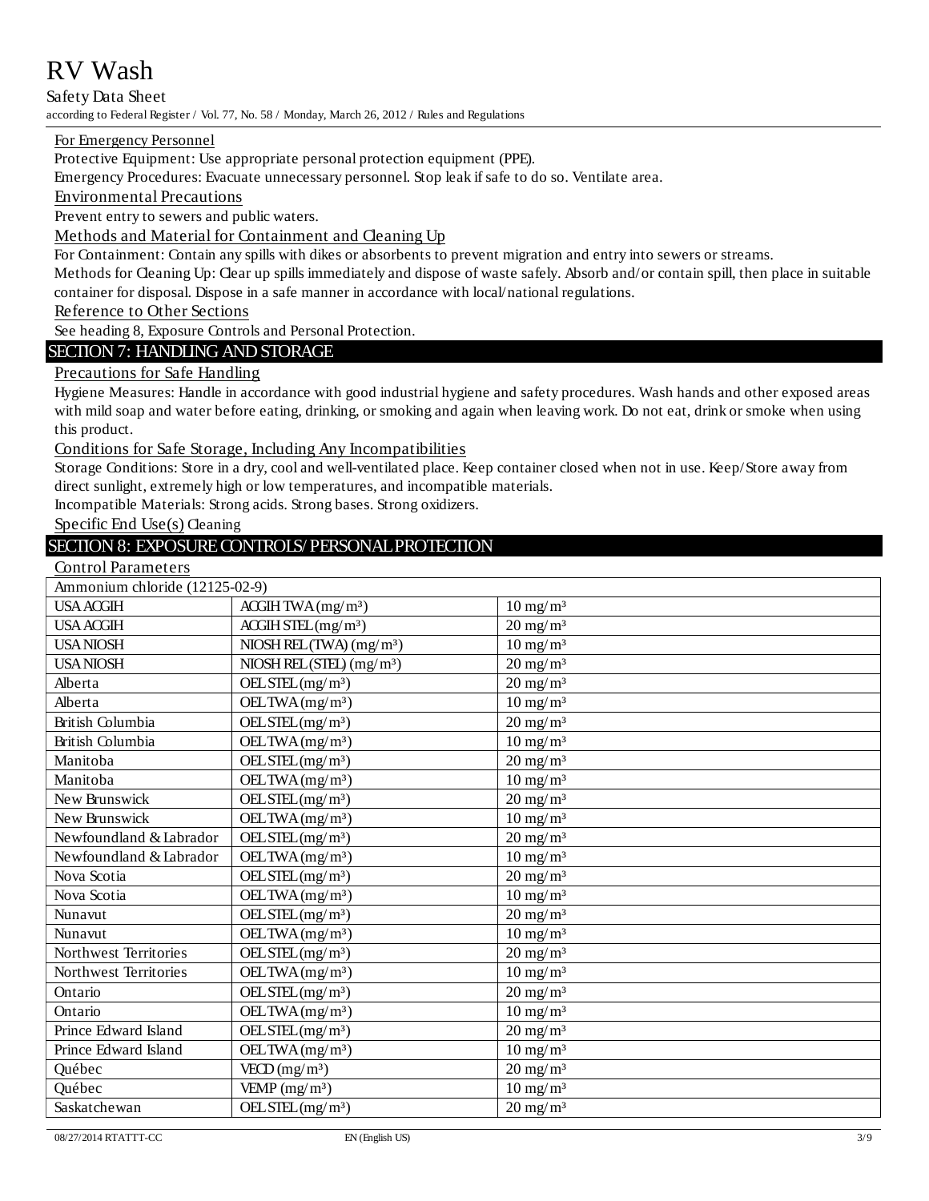#### For Emergency Personnel

Protective Equipment: Use appropriate personal protection equipment (PPE).

Emergency Procedures: Evacuate unnecessary personnel. Stop leak if safe to do so. Ventilate area.

#### Environmental Precautions

Prevent entry to sewers and public waters.

#### Methods and Material for Containment and Cleaning Up

For Containment: Contain any spills with dikes or absorbents to prevent migration and entry into sewers or streams.

Methods for Cleaning Up: Clear up spills immediately and dispose of waste safely. Absorb and/or contain spill, then place in suitable container for disposal. Dispose in a safe manner in accordance with local/national regulations.

#### Reference to Other Sections

See heading 8, Exposure Controls and Personal Protection.

## SECTION 7: HANDLING AND STORAGE

#### Precautions for Safe Handling

Hygiene Measures: Handle in accordance with good industrial hygiene and safety procedures. Wash hands and other exposed areas with mild soap and water before eating, drinking, or smoking and again when leaving work. Do not eat, drink or smoke when using this product.

#### Conditions for Safe Storage, Including Any Incompatibilities

Storage Conditions: Store in a dry, cool and well-ventilated place. Keep container closed when not in use. Keep/Store away from direct sunlight, extremely high or low temperatures, and incompatible materials.

Incompatible Materials: Strong acids. Strong bases. Strong oxidizers.

Specific End Use(s) Cleaning

## SECTION 8: EXPOSURE CONTROLS/PERSONAL PROTECTION

#### Control Parameters

| Ammonium chloride (12125-02-9) | | |
|---|---|---|
| USA ACGIH | ACGIH TWA ($mg/m^3$) | 10 $mg/m^3$ |
| USA ACGIH | ACGIH STEL ($mg/m^3$) | 20 $mg/m^3$ |
| USA NIOSH | NIOSH REL (TWA) ($mg/m^3$) | 10 $mg/m^3$ |
| USA NIOSH | NIOSH REL (STEL) ($mg/m^3$) | 20 $mg/m^3$ |
| Alberta | OEL STEL ($mg/m^3$) | 20 $mg/m^3$ |
| Alberta | OEL TWA ($mg/m^3$) | 10 $mg/m^3$ |
| British Columbia | OEL STEL ($mg/m^3$) | 20 $mg/m^3$ |
| British Columbia | OEL TWA ($mg/m^3$) | 10 $mg/m^3$ |
| Manitoba | OEL STEL ($mg/m^3$) | 20 $mg/m^3$ |
| Manitoba | OEL TWA ($mg/m^3$) | 10 $mg/m^3$ |
| New Brunswick | OEL STEL ($mg/m^3$) | 20 $mg/m^3$ |
| New Brunswick | OEL TWA ($mg/m^3$) | 10 $mg/m^3$ |
| Newfoundland & Labrador | OEL STEL ($mg/m^3$) | 20 $mg/m^3$ |
| Newfoundland & Labrador | OEL TWA ($mg/m^3$) | 10 $mg/m^3$ |
| Nova Scotia | OEL STEL ($mg/m^3$) | 20 $mg/m^3$ |
| Nova Scotia | OEL TWA ($mg/m^3$) | 10 $mg/m^3$ |
| Nunavut | OEL STEL ($mg/m^3$) | 20 $mg/m^3$ |
| Nunavut | OEL TWA ($mg/m^3$) | 10 $mg/m^3$ |
| Northwest Territories | OEL STEL ($mg/m^3$) | 20 $mg/m^3$ |
| Northwest Territories | OEL TWA ($mg/m^3$) | 10 $mg/m^3$ |
| Ontario | OEL STEL ($mg/m^3$) | 20 $mg/m^3$ |
| Ontario | OEL TWA ($mg/m^3$) | 10 $mg/m^3$ |
| Prince Edward Island | OEL STEL ($mg/m^3$) | 20 $mg/m^3$ |
| Prince Edward Island | OEL TWA ($mg/m^3$) | 10 $mg/m^3$ |
| Québec | VECD ($mg/m^3$) | 20 $mg/m^3$ |
| Québec | VEMP ($mg/m^3$) | 10 $mg/m^3$ |
| Saskatchewan | OEL STEL ($mg/m^3$) | 20 $mg/m^3$ |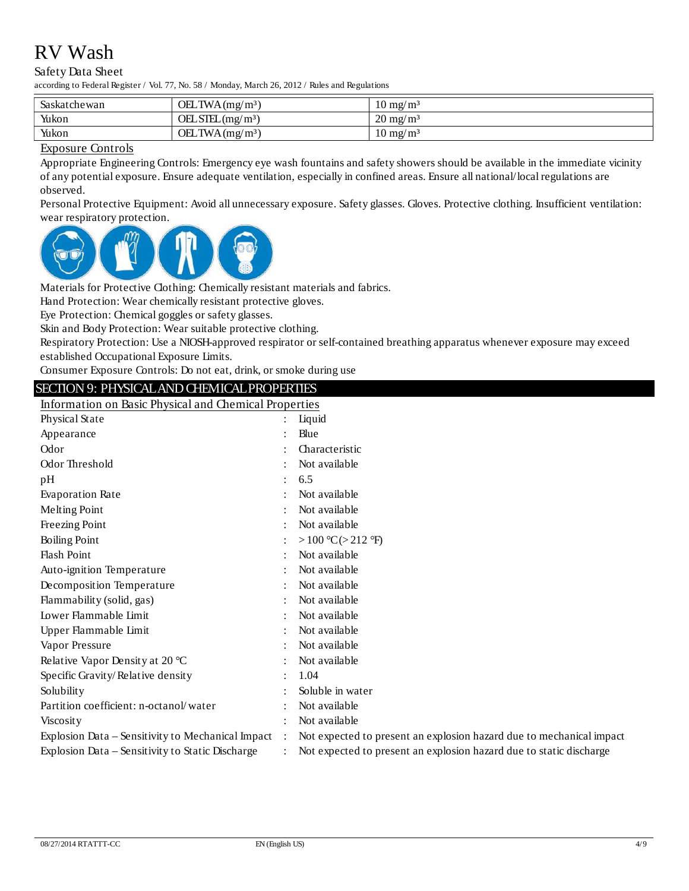| Saskatchewan | OEL TWA (mg/m³) | 10 mg/m³ |
|---|---|---|
| Yukon | OEL STEL (mg/m³) | 20 mg/m³ |
| Yukon | OEL TWA (mg/m³) | 10 mg/m³ |

### Exposure Controls

Appropriate Engineering Controls: Emergency eye wash fountains and safety showers should be available in the immediate vicinity of any potential exposure. Ensure adequate ventilation, especially in confined areas. Ensure all national/local regulations are observed.

Personal Protective Equipment: Avoid all unnecessary exposure. Safety glasses. Gloves. Protective clothing. Insufficient ventilation: wear respiratory protection.

Materials for Protective Clothing: Chemically resistant materials and fabrics.

Hand Protection: Wear chemically resistant protective gloves.

Eye Protection: Chemical goggles or safety glasses.

Skin and Body Protection: Wear suitable protective clothing.

Respiratory Protection: Use a NIOSH-approved respirator or self-contained breathing apparatus whenever exposure may exceed established Occupational Exposure Limits.

Consumer Exposure Controls: Do not eat, drink, or smoke during use

## SECTION 9: PHYSICAL AND CHEMICAL PROPERTIES

### Information on Basic Physical and Chemical Properties

| Property | | Value |
|---|---|---|
| Physical State | : | Liquid |
| Appearance | : | Blue |
| Odor | : | Characteristic |
| Odor Threshold | : | Not available |
| pH | : | 6.5 |
| Evaporation Rate | : | Not available |
| Melting Point | : | Not available |
| Freezing Point | : | Not available |
| Boiling Point | : | > 100 °C (> 212 °F) |
| Flash Point | : | Not available |
| Auto-ignition Temperature | : | Not available |
| Decomposition Temperature | : | Not available |
| Flammability (solid, gas) | : | Not available |
| Lower Flammable Limit | : | Not available |
| Upper Flammable Limit | : | Not available |
| Vapor Pressure | : | Not available |
| Relative Vapor Density at 20 °C | : | Not available |
| Specific Gravity/Relative density | : | 1.04 |
| Solubility | : | Soluble in water |
| Partition coefficient: n-octanol/water | : | Not available |
| Viscosity | : | Not available |
| Explosion Data – Sensitivity to Mechanical Impact | : | Not expected to present an explosion hazard due to mechanical impact |
| Explosion Data – Sensitivity to Static Discharge | : | Not expected to present an explosion hazard due to static discharge |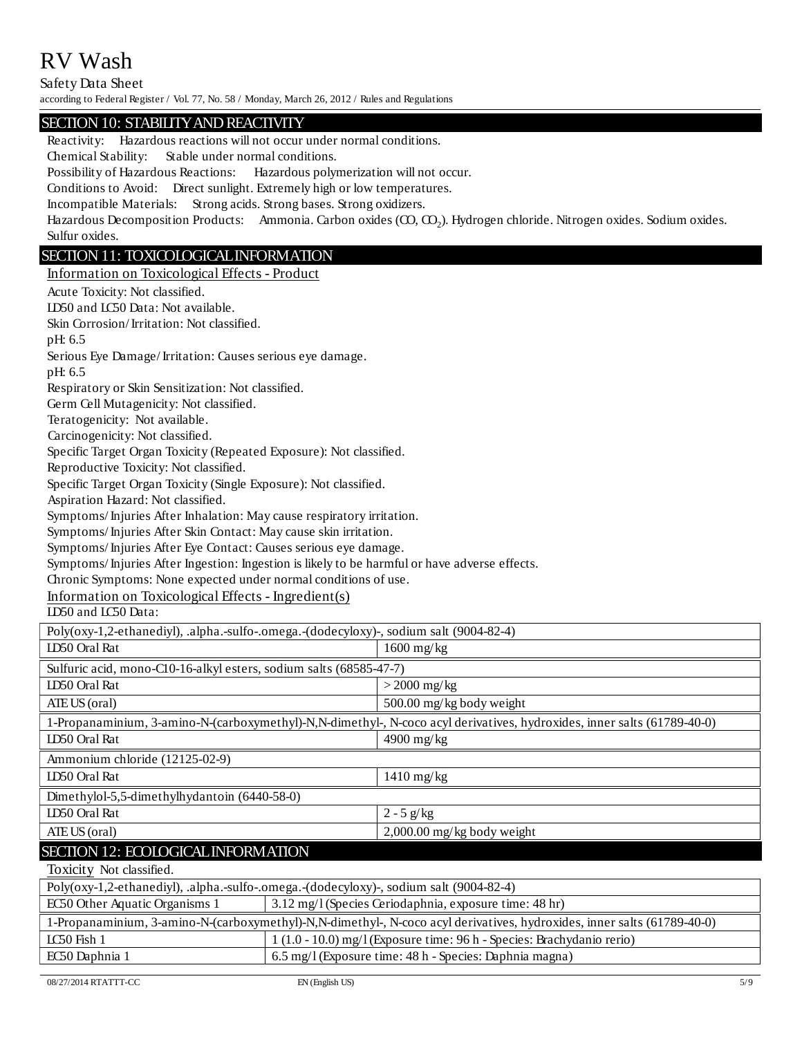## SECTION 10: STABILITY AND REACTIVITY

Reactivity: Hazardous reactions will not occur under normal conditions.

Chemical Stability: Stable under normal conditions.

Possibility of Hazardous Reactions: Hazardous polymerization will not occur.

Conditions to Avoid: Direct sunlight. Extremely high or low temperatures.

Incompatible Materials: Strong acids. Strong bases. Strong oxidizers.

Hazardous Decomposition Products: Ammonia. Carbon oxides ($CO$, $CO_2$). Hydrogen chloride. Nitrogen oxides. Sodium oxides. Sulfur oxides.

## SECTION 11: TOXICOLOGICAL INFORMATION

### Information on Toxicological Effects - Product

Acute Toxicity: Not classified.

LD50 and LC50 Data: Not available.

Skin Corrosion/Irritation: Not classified.

pH: 6.5

Serious Eye Damage/Irritation: Causes serious eye damage.

pH: 6.5

Respiratory or Skin Sensitization: Not classified.

Germ Cell Mutagenicity: Not classified.

Teratogenicity: Not available.

Carcinogenicity: Not classified.

Specific Target Organ Toxicity (Repeated Exposure): Not classified.

Reproductive Toxicity: Not classified.

Specific Target Organ Toxicity (Single Exposure): Not classified.

Aspiration Hazard: Not classified.

Symptoms/Injuries After Inhalation: May cause respiratory irritation.

Symptoms/Injuries After Skin Contact: May cause skin irritation.

Symptoms/Injuries After Eye Contact: Causes serious eye damage.

Symptoms/Injuries After Ingestion: Ingestion is likely to be harmful or have adverse effects.

Chronic Symptoms: None expected under normal conditions of use.

### Information on Toxicological Effects - Ingredient(s)

LD50 and LC50 Data:

| Poly(oxy-1,2-ethanediyl), .alpha.-sulfo-.omega.-(dodecyloxy)-, sodium salt (9004-82-4) | |
|---|---|
| LD50 Oral Rat | 1600 mg/kg |
| **Sulfuric acid, mono-C10-16-alkyl esters, sodium salts (68585-47-7)** | |
| LD50 Oral Rat | > 2000 mg/kg |
| ATE US (oral) | 500.00 mg/kg body weight |
| **1-Propanaminium, 3-amino-N-(carboxymethyl)-N,N-dimethyl-, N-coco acyl derivatives, hydroxides, inner salts (61789-40-0)** | |
| LD50 Oral Rat | 4900 mg/kg |
| **Ammonium chloride (12125-02-9)** | |
| LD50 Oral Rat | 1410 mg/kg |
| **Dimethylol-5,5-dimethylhydantoin (6440-58-0)** | |
| LD50 Oral Rat | 2 - 5 g/kg |
| ATE US (oral) | 2,000.00 mg/kg body weight |

## SECTION 12: ECOLOGICAL INFORMATION

Toxicity Not classified.

| Poly(oxy-1,2-ethanediyl), .alpha.-sulfo-.omega.-(dodecyloxy)-, sodium salt (9004-82-4) | |
|---|---|
| EC50 Other Aquatic Organisms 1 | 3.12 mg/l (Species Ceriodaphnia, exposure time: 48 hr) |
| **1-Propanaminium, 3-amino-N-(carboxymethyl)-N,N-dimethyl-, N-coco acyl derivatives, hydroxides, inner salts (61789-40-0)** | |
| LC50 Fish 1 | 1 (1.0 - 10.0) mg/l (Exposure time: 96 h - Species: Brachydanio rerio) |
| EC50 Daphnia 1 | 6.5 mg/l (Exposure time: 48 h - Species: Daphnia magna) |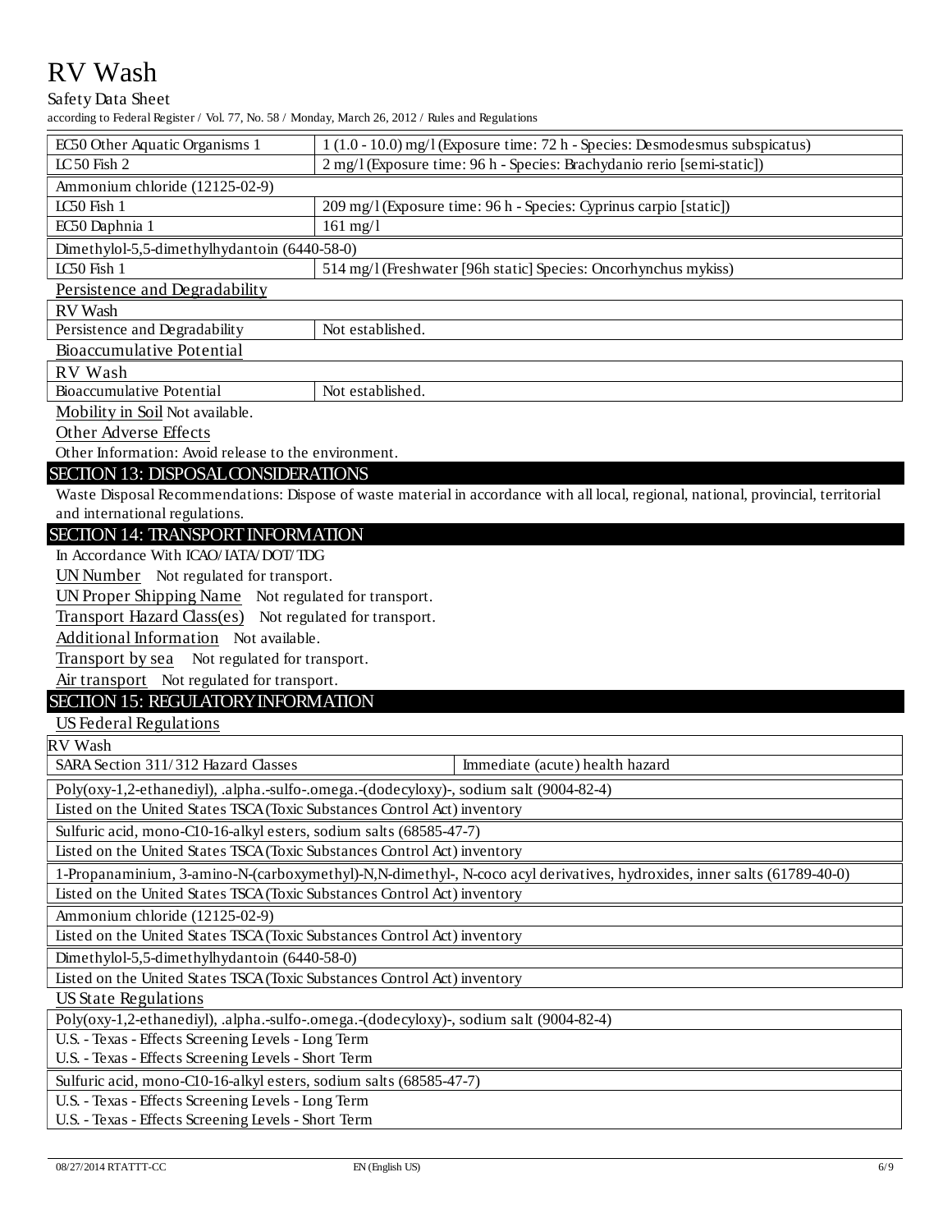| | |
|---|---|
| EC50 Other Aquatic Organisms 1 | 1 (1.0 - 10.0) mg/l (Exposure time: 72 h - Species: Desmodesmus subspicatus) |
| LC50 Fish 2 | 2 mg/l (Exposure time: 96 h - Species: Brachydanio rerio [semi-static]) |
| **Ammonium chloride (12125-02-9)** | |
| LC50 Fish 1 | 209 mg/l (Exposure time: 96 h - Species: Cyprinus carpio [static]) |
| EC50 Daphnia 1 | 161 mg/l |
| **Dimethylol-5,5-dimethylhydantoin (6440-58-0)** | |
| LC50 Fish 1 | 514 mg/l (Freshwater [96h static] Species: Oncorhynchus mykiss) |

Persistence and Degradability

| RV Wash | |
|---|---|
| Persistence and Degradability | Not established. |

Bioaccumulative Potential

| RV Wash | |
|---|---|
| Bioaccumulative Potential | Not established. |

Mobility in Soil Not available.

Other Adverse Effects

Other Information: Avoid release to the environment.

## SECTION 13: DISPOSAL CONSIDERATIONS

Waste Disposal Recommendations: Dispose of waste material in accordance with all local, regional, national, provincial, territorial and international regulations.

## SECTION 14: TRANSPORT INFORMATION

In Accordance With ICAO/IATA/DOT/TDG

UN Number Not regulated for transport.

UN Proper Shipping Name Not regulated for transport.

Transport Hazard Class(es) Not regulated for transport.

Additional Information Not available.

Transport by sea Not regulated for transport.

Air transport Not regulated for transport.

## SECTION 15: REGULATORY INFORMATION

US Federal Regulations

| RV Wash | |
|---|---|
| SARA Section 311/312 Hazard Classes | Immediate (acute) health hazard |

| |
|---|
| Poly(oxy-1,2-ethanediyl), .alpha.-sulfo-.omega.-(dodecyloxy)-, sodium salt (9004-82-4) |
| Listed on the United States TSCA (Toxic Substances Control Act) inventory |
| Sulfuric acid, mono-C10-16-alkyl esters, sodium salts (68585-47-7) |
| Listed on the United States TSCA (Toxic Substances Control Act) inventory |
| 1-Propanaminium, 3-amino-N-(carboxymethyl)-N,N-dimethyl-, N-coco acyl derivatives, hydroxides, inner salts (61789-40-0) |
| Listed on the United States TSCA (Toxic Substances Control Act) inventory |
| Ammonium chloride (12125-02-9) |
| Listed on the United States TSCA (Toxic Substances Control Act) inventory |
| Dimethylol-5,5-dimethylhydantoin (6440-58-0) |
| Listed on the United States TSCA (Toxic Substances Control Act) inventory |

US State Regulations

| |
|---|
| Poly(oxy-1,2-ethanediyl), .alpha.-sulfo-.omega.-(dodecyloxy)-, sodium salt (9004-82-4) |
| U.S. - Texas - Effects Screening Levels - Long Term<br>U.S. - Texas - Effects Screening Levels - Short Term |
| Sulfuric acid, mono-C10-16-alkyl esters, sodium salts (68585-47-7) |
| U.S. - Texas - Effects Screening Levels - Long Term<br>U.S. - Texas - Effects Screening Levels - Short Term |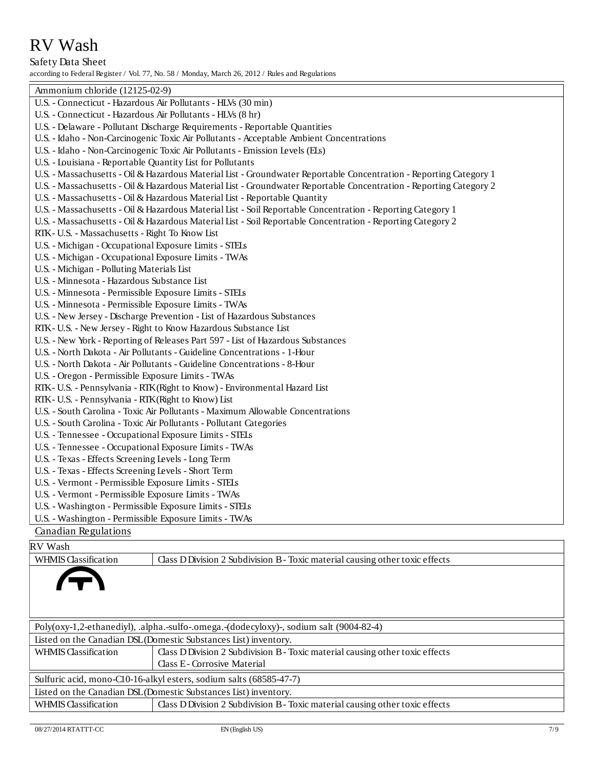| Ammonium chloride (12125-02-9) |
|---|
| U.S. - Connecticut - Hazardous Air Pollutants - HLVs (30 min) |
| U.S. - Connecticut - Hazardous Air Pollutants - HLVs (8 hr) |
| U.S. - Delaware - Pollutant Discharge Requirements - Reportable Quantities |
| U.S. - Idaho - Non-Carcinogenic Toxic Air Pollutants - Acceptable Ambient Concentrations |
| U.S. - Idaho - Non-Carcinogenic Toxic Air Pollutants - Emission Levels (ELs) |
| U.S. - Louisiana - Reportable Quantity List for Pollutants |
| U.S. - Massachusetts - Oil & Hazardous Material List - Groundwater Reportable Concentration - Reporting Category 1 |
| U.S. - Massachusetts - Oil & Hazardous Material List - Groundwater Reportable Concentration - Reporting Category 2 |
| U.S. - Massachusetts - Oil & Hazardous Material List - Reportable Quantity |
| U.S. - Massachusetts - Oil & Hazardous Material List - Soil Reportable Concentration - Reporting Category 1 |
| U.S. - Massachusetts - Oil & Hazardous Material List - Soil Reportable Concentration - Reporting Category 2 |
| RTK - U.S. - Massachusetts - Right To Know List |
| U.S. - Michigan - Occupational Exposure Limits - STELs |
| U.S. - Michigan - Occupational Exposure Limits - TWAs |
| U.S. - Michigan - Polluting Materials List |
| U.S. - Minnesota - Hazardous Substance List |
| U.S. - Minnesota - Permissible Exposure Limits - STELs |
| U.S. - Minnesota - Permissible Exposure Limits - TWAs |
| U.S. - New Jersey - Discharge Prevention - List of Hazardous Substances |
| RTK - U.S. - New Jersey - Right to Know Hazardous Substance List |
| U.S. - New York - Reporting of Releases Part 597 - List of Hazardous Substances |
| U.S. - North Dakota - Air Pollutants - Guideline Concentrations - 1-Hour |
| U.S. - North Dakota - Air Pollutants - Guideline Concentrations - 8-Hour |
| U.S. - Oregon - Permissible Exposure Limits - TWAs |
| RTK - U.S. - Pennsylvania - RTK (Right to Know) - Environmental Hazard List |
| RTK - U.S. - Pennsylvania - RTK (Right to Know) List |
| U.S. - South Carolina - Toxic Air Pollutants - Maximum Allowable Concentrations |
| U.S. - South Carolina - Toxic Air Pollutants - Pollutant Categories |
| U.S. - Tennessee - Occupational Exposure Limits - STELs |
| U.S. - Tennessee - Occupational Exposure Limits - TWAs |
| U.S. - Texas - Effects Screening Levels - Long Term |
| U.S. - Texas - Effects Screening Levels - Short Term |
| U.S. - Vermont - Permissible Exposure Limits - STELs |
| U.S. - Vermont - Permissible Exposure Limits - TWAs |
| U.S. - Washington - Permissible Exposure Limits - STELs |
| U.S. - Washington - Permissible Exposure Limits - TWAs |

## Canadian Regulations

| RV Wash | |
|---|---|
| WHMIS Classification | Class D Division 2 Subdivision B - Toxic material causing other toxic effects |

| Poly(oxy-1,2-ethanediyl), .alpha.-sulfo-.omega.-(dodecyloxy)-, sodium salt (9004-82-4) | |
|---|---|
| Listed on the Canadian DSL (Domestic Substances List) inventory. | |
| WHMIS Classification | Class D Division 2 Subdivision B - Toxic material causing other toxic effects<br>Class E - Corrosive Material |

| Sulfuric acid, mono-C10-16-alkyl esters, sodium salts (68585-47-7) | |
|---|---|
| Listed on the Canadian DSL (Domestic Substances List) inventory. | |
| WHMIS Classification | Class D Division 2 Subdivision B - Toxic material causing other toxic effects |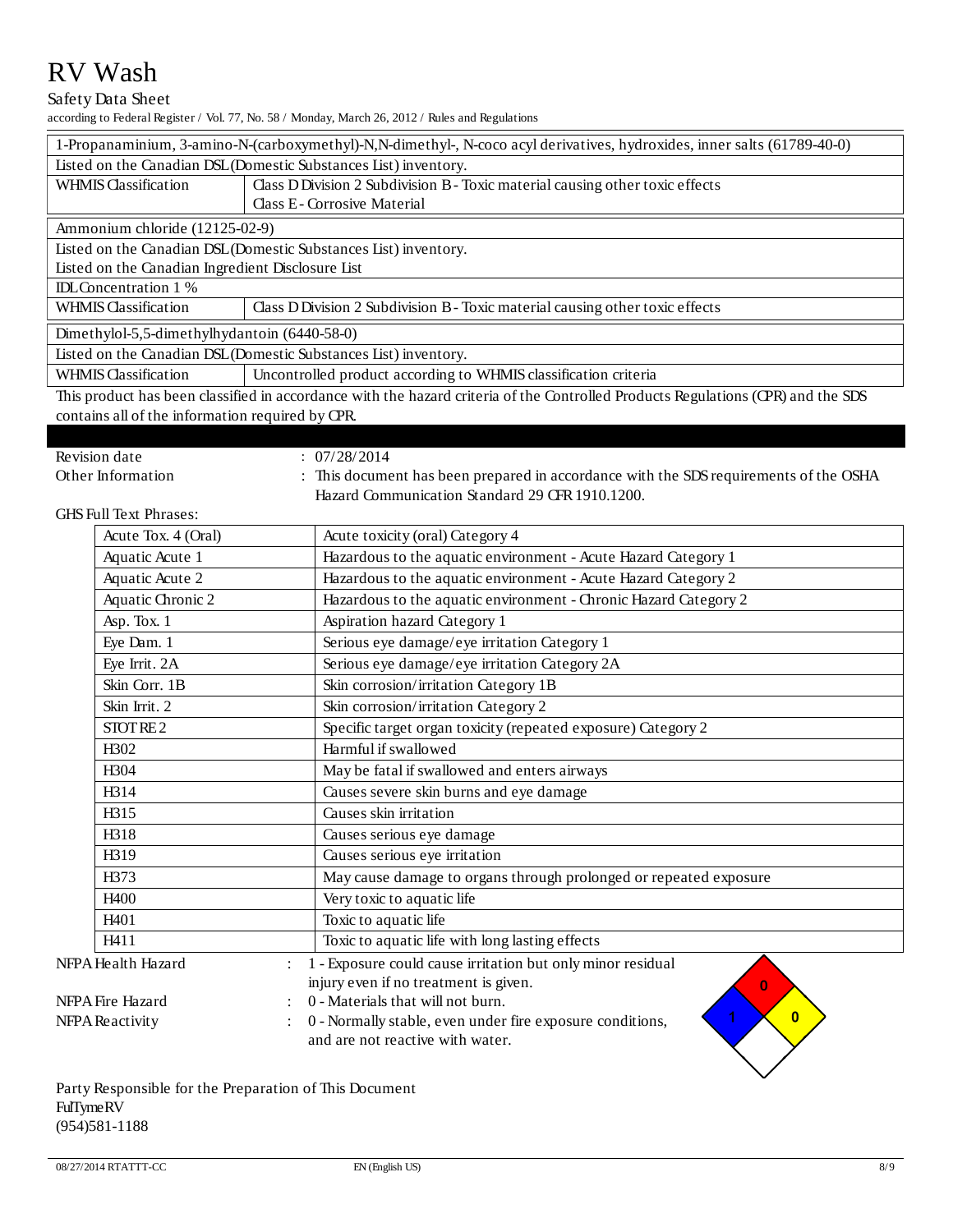# RV Wash

Safety Data Sheet

according to Federal Register / Vol. 77, No. 58 / Monday, March 26, 2012 / Rules and Regulations

| 1-Propanaminium, 3-amino-N-(carboxymethyl)-N,N-dimethyl-, N-coco acyl derivatives, hydroxides, inner salts (61789-40-0) | |
|---|---|
| Listed on the Canadian DSL (Domestic Substances List) inventory. | |
| WHMIS Classification | Class D Division 2 Subdivision B - Toxic material causing other toxic effects<br>Class E - Corrosive Material |

| Ammonium chloride (12125-02-9) | |
|---|---|
| Listed on the Canadian DSL (Domestic Substances List) inventory. | |
| Listed on the Canadian Ingredient Disclosure List | |
| IDL Concentration 1 % | |
| WHMIS Classification | Class D Division 2 Subdivision B - Toxic material causing other toxic effects |

| Dimethylol-5,5-dimethylhydantoin (6440-58-0) | |
|---|---|
| Listed on the Canadian DSL (Domestic Substances List) inventory. | |
| WHMIS Classification | Uncontrolled product according to WHMIS classification criteria |

This product has been classified in accordance with the hazard criteria of the Controlled Products Regulations (CPR) and the SDS contains all of the information required by CPR.

Revision date : 07/28/2014

Other Information : This document has been prepared in accordance with the SDS requirements of the OSHA Hazard Communication Standard 29 CFR 1910.1200.

GHS Full Text Phrases:

| | |
|---|---|
| Acute Tox. 4 (Oral) | Acute toxicity (oral) Category 4 |
| Aquatic Acute 1 | Hazardous to the aquatic environment - Acute Hazard Category 1 |
| Aquatic Acute 2 | Hazardous to the aquatic environment - Acute Hazard Category 2 |
| Aquatic Chronic 2 | Hazardous to the aquatic environment - Chronic Hazard Category 2 |
| Asp. Tox. 1 | Aspiration hazard Category 1 |
| Eye Dam. 1 | Serious eye damage/eye irritation Category 1 |
| Eye Irrit. 2A | Serious eye damage/eye irritation Category 2A |
| Skin Corr. 1B | Skin corrosion/irritation Category 1B |
| Skin Irrit. 2 | Skin corrosion/irritation Category 2 |
| STOT RE 2 | Specific target organ toxicity (repeated exposure) Category 2 |
| H302 | Harmful if swallowed |
| H304 | May be fatal if swallowed and enters airways |
| H314 | Causes severe skin burns and eye damage |
| H315 | Causes skin irritation |
| H318 | Causes serious eye damage |
| H319 | Causes serious eye irritation |
| H373 | May cause damage to organs through prolonged or repeated exposure |
| H400 | Very toxic to aquatic life |
| H401 | Toxic to aquatic life |
| H411 | Toxic to aquatic life with long lasting effects |

NFPA Health Hazard : 1 - Exposure could cause irritation but only minor residual injury even if no treatment is given.

NFPA Fire Hazard : 0 - Materials that will not burn.

NFPA Reactivity : 0 - Normally stable, even under fire exposure conditions, and are not reactive with water.

Party Responsible for the Preparation of This Document
FullTymeRV
(954)581-1188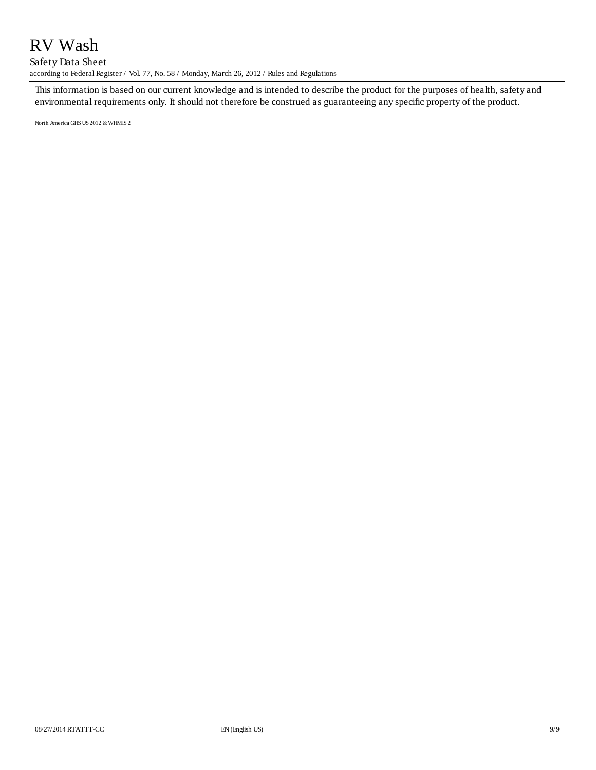This information is based on our current knowledge and is intended to describe the product for the purposes of health, safety and environmental requirements only. It should not therefore be construed as guaranteeing any specific property of the product.

North America GHS US 2012 & WHMIS 2